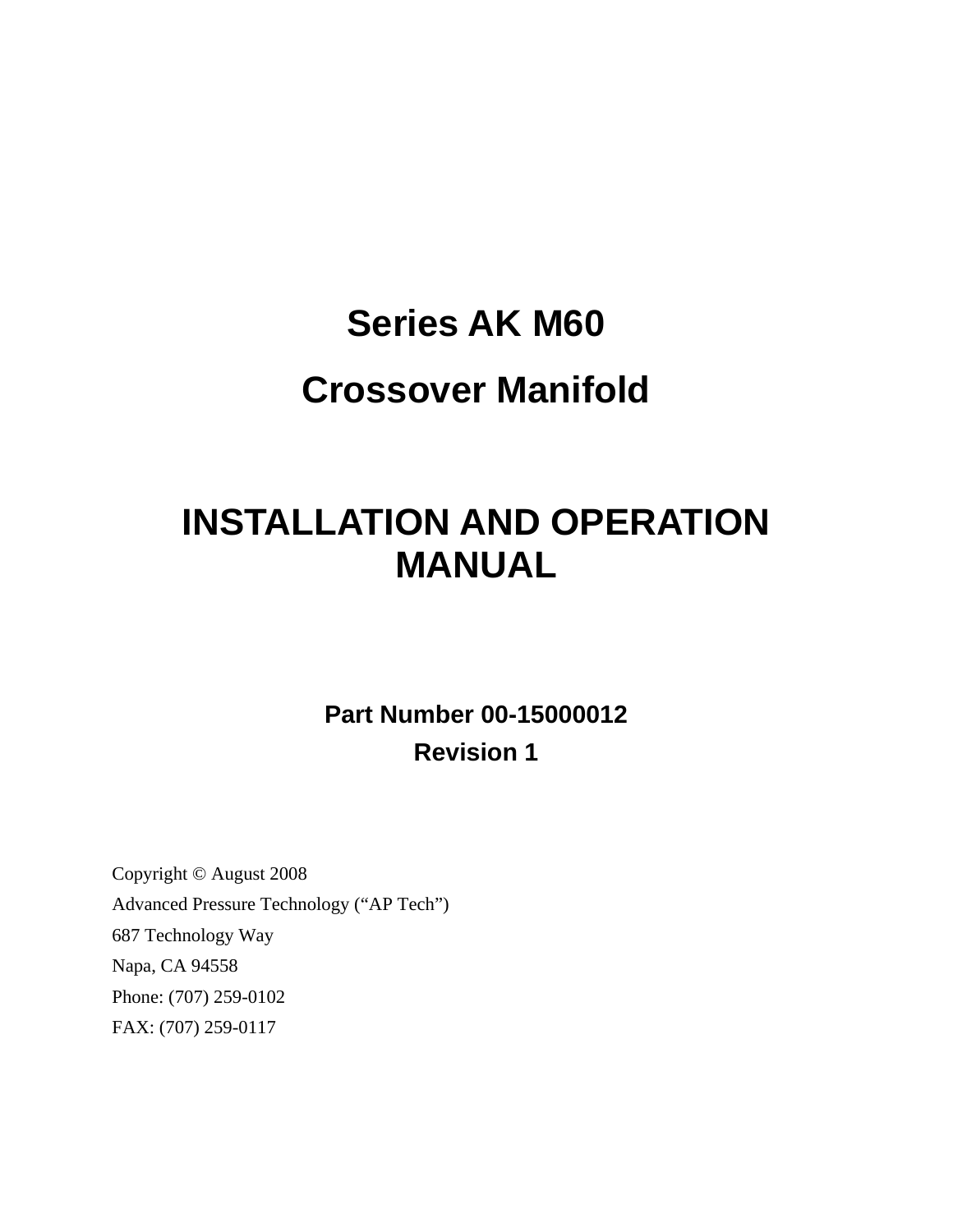# Series AK M60

# Crossover Manifold

# INSTALLATION AND OPERATION MANUAL

**Part Number 00-15000012**

**Revision 1**

Copyright © August 2008

Advanced Pressure Technology ("AP Tech")

687 Technology Way

Napa, CA 94558

Phone: (707) 259-0102

FAX: (707) 259-0117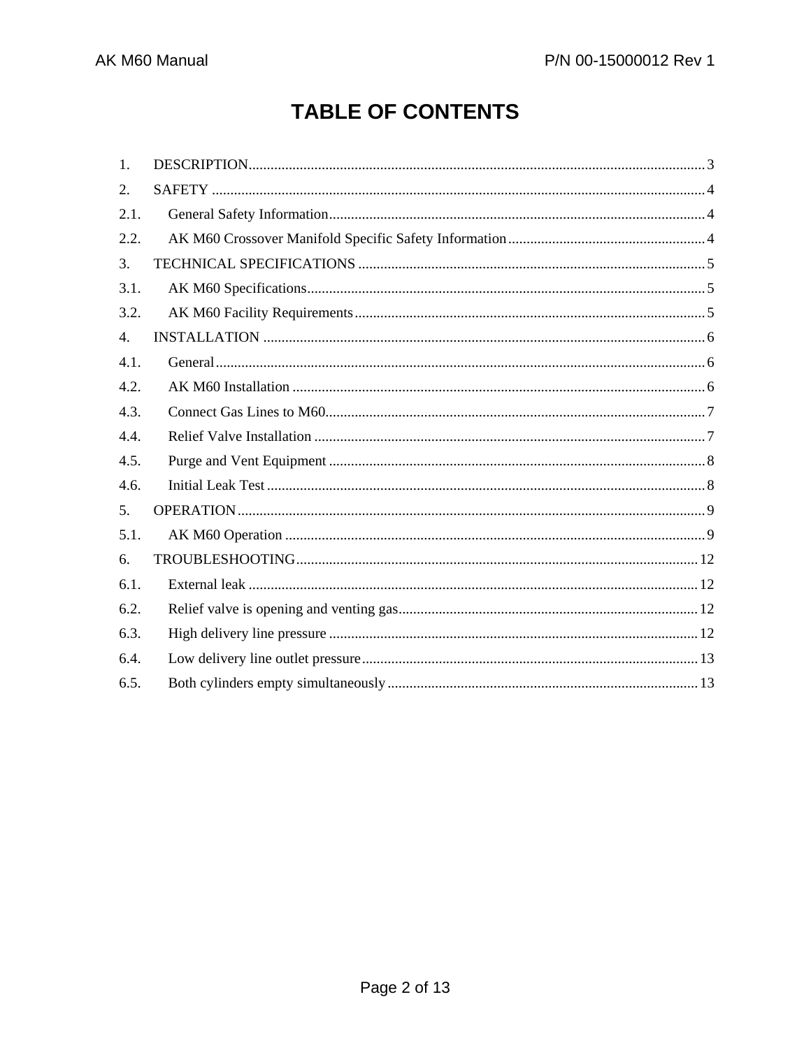# TABLE OF CONTENTS

1. DESCRIPTION ........................................................ 3
2. SAFETY ........................................................ 4
2.1. General Safety Information ........................................................ 4
2.2. AK M60 Crossover Manifold Specific Safety Information ........................................................ 4
3. TECHNICAL SPECIFICATIONS ........................................................ 5
3.1. AK M60 Specifications ........................................................ 5
3.2. AK M60 Facility Requirements ........................................................ 5
4. INSTALLATION ........................................................ 6
4.1. General ........................................................ 6
4.2. AK M60 Installation ........................................................ 6
4.3. Connect Gas Lines to M60 ........................................................ 7
4.4. Relief Valve Installation ........................................................ 7
4.5. Purge and Vent Equipment ........................................................ 8
4.6. Initial Leak Test ........................................................ 8
5. OPERATION ........................................................ 9
5.1. AK M60 Operation ........................................................ 9
6. TROUBLESHOOTING ........................................................ 12
6.1. External leak ........................................................ 12
6.2. Relief valve is opening and venting gas ........................................................ 12
6.3. High delivery line pressure ........................................................ 12
6.4. Low delivery line outlet pressure ........................................................ 13
6.5. Both cylinders empty simultaneously ........................................................ 13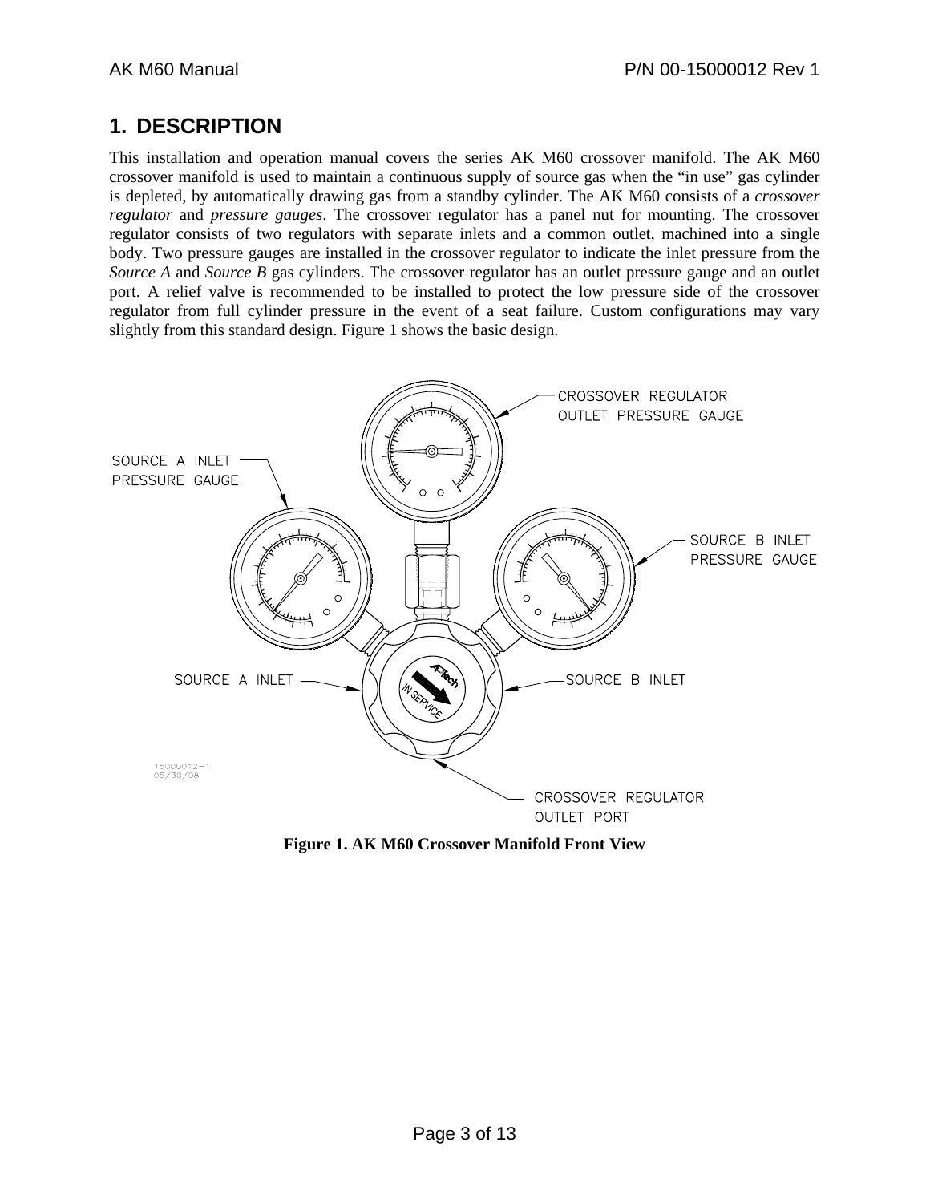# 1. DESCRIPTION

This installation and operation manual covers the series AK M60 crossover manifold. The AK M60 crossover manifold is used to maintain a continuous supply of source gas when the "in use" gas cylinder is depleted, by automatically drawing gas from a standby cylinder. The AK M60 consists of a *crossover regulator* and *pressure gauges*. The crossover regulator has a panel nut for mounting. The crossover regulator consists of two regulators with separate inlets and a common outlet, machined into a single body. Two pressure gauges are installed in the crossover regulator to indicate the inlet pressure from the *Source A* and *Source B* gas cylinders. The crossover regulator has an outlet pressure gauge and an outlet port. A relief valve is recommended to be installed to protect the low pressure side of the crossover regulator from full cylinder pressure in the event of a seat failure. Custom configurations may vary slightly from this standard design. Figure 1 shows the basic design.

**Figure 1. AK M60 Crossover Manifold Front View**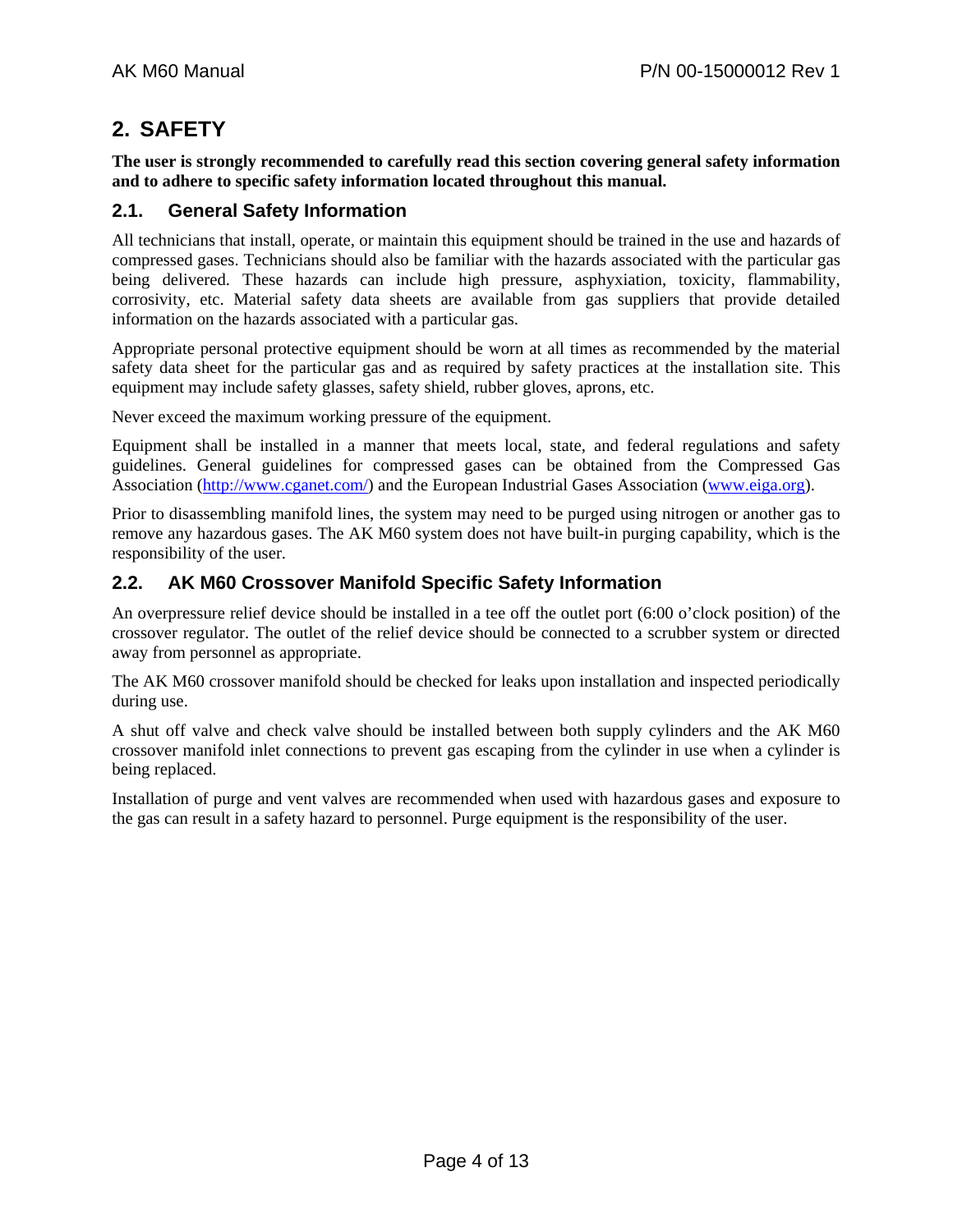# 2. SAFETY

**The user is strongly recommended to carefully read this section covering general safety information and to adhere to specific safety information located throughout this manual.**

## 2.1. General Safety Information

All technicians that install, operate, or maintain this equipment should be trained in the use and hazards of compressed gases. Technicians should also be familiar with the hazards associated with the particular gas being delivered. These hazards can include high pressure, asphyxiation, toxicity, flammability, corrosivity, etc. Material safety data sheets are available from gas suppliers that provide detailed information on the hazards associated with a particular gas.

Appropriate personal protective equipment should be worn at all times as recommended by the material safety data sheet for the particular gas and as required by safety practices at the installation site. This equipment may include safety glasses, safety shield, rubber gloves, aprons, etc.

Never exceed the maximum working pressure of the equipment.

Equipment shall be installed in a manner that meets local, state, and federal regulations and safety guidelines. General guidelines for compressed gases can be obtained from the Compressed Gas Association (http://www.cganet.com/) and the European Industrial Gases Association (www.eiga.org).

Prior to disassembling manifold lines, the system may need to be purged using nitrogen or another gas to remove any hazardous gases. The AK M60 system does not have built-in purging capability, which is the responsibility of the user.

## 2.2. AK M60 Crossover Manifold Specific Safety Information

An overpressure relief device should be installed in a tee off the outlet port (6:00 o'clock position) of the crossover regulator. The outlet of the relief device should be connected to a scrubber system or directed away from personnel as appropriate.

The AK M60 crossover manifold should be checked for leaks upon installation and inspected periodically during use.

A shut off valve and check valve should be installed between both supply cylinders and the AK M60 crossover manifold inlet connections to prevent gas escaping from the cylinder in use when a cylinder is being replaced.

Installation of purge and vent valves are recommended when used with hazardous gases and exposure to the gas can result in a safety hazard to personnel. Purge equipment is the responsibility of the user.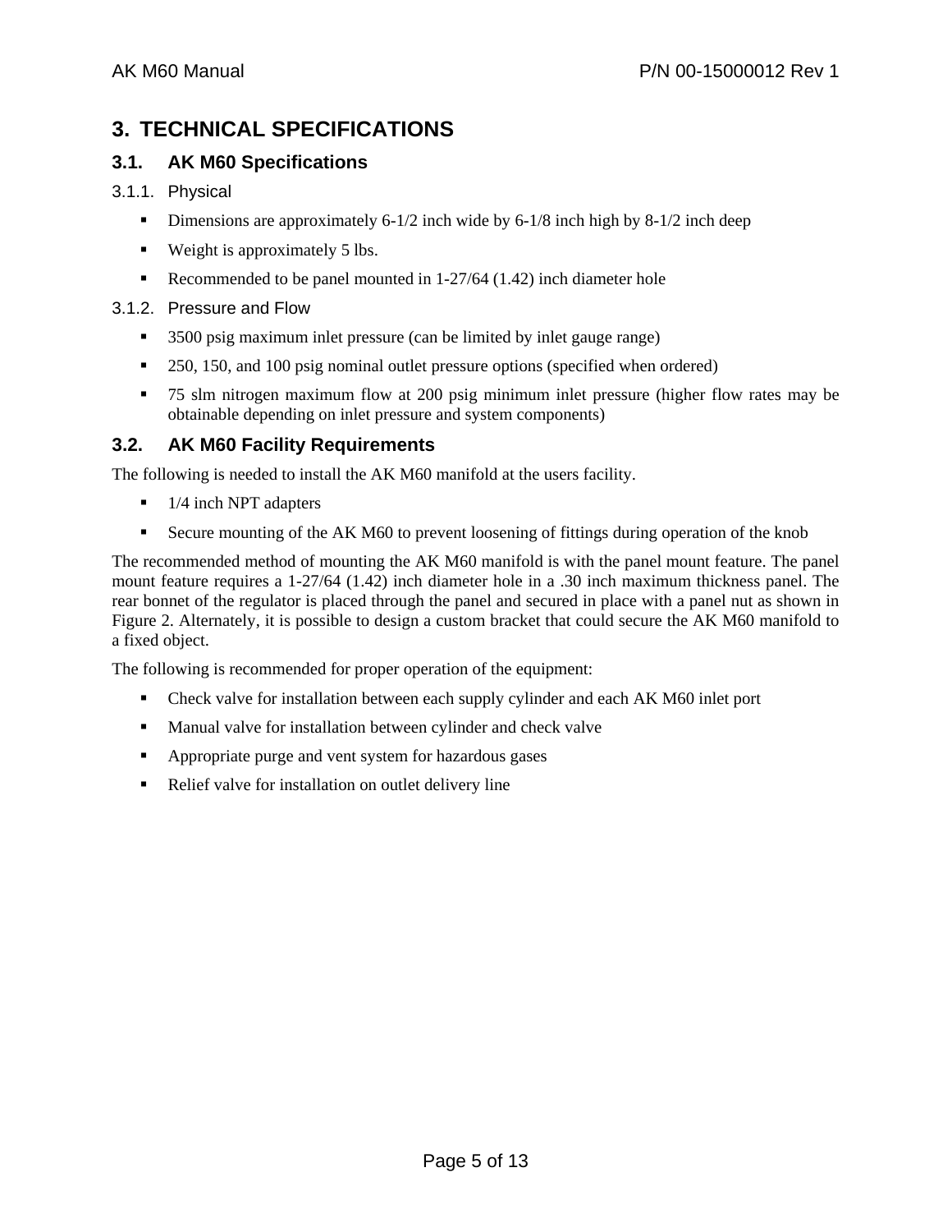# 3. TECHNICAL SPECIFICATIONS

## 3.1. AK M60 Specifications

### 3.1.1. Physical

- Dimensions are approximately 6-1/2 inch wide by 6-1/8 inch high by 8-1/2 inch deep
- Weight is approximately 5 lbs.
- Recommended to be panel mounted in 1-27/64 (1.42) inch diameter hole

### 3.1.2. Pressure and Flow

- 3500 psig maximum inlet pressure (can be limited by inlet gauge range)
- 250, 150, and 100 psig nominal outlet pressure options (specified when ordered)
- 75 slm nitrogen maximum flow at 200 psig minimum inlet pressure (higher flow rates may be obtainable depending on inlet pressure and system components)

## 3.2. AK M60 Facility Requirements

The following is needed to install the AK M60 manifold at the users facility.

- 1/4 inch NPT adapters
- Secure mounting of the AK M60 to prevent loosening of fittings during operation of the knob

The recommended method of mounting the AK M60 manifold is with the panel mount feature. The panel mount feature requires a 1-27/64 (1.42) inch diameter hole in a .30 inch maximum thickness panel. The rear bonnet of the regulator is placed through the panel and secured in place with a panel nut as shown in Figure 2. Alternately, it is possible to design a custom bracket that could secure the AK M60 manifold to a fixed object.

The following is recommended for proper operation of the equipment:

- Check valve for installation between each supply cylinder and each AK M60 inlet port
- Manual valve for installation between cylinder and check valve
- Appropriate purge and vent system for hazardous gases
- Relief valve for installation on outlet delivery line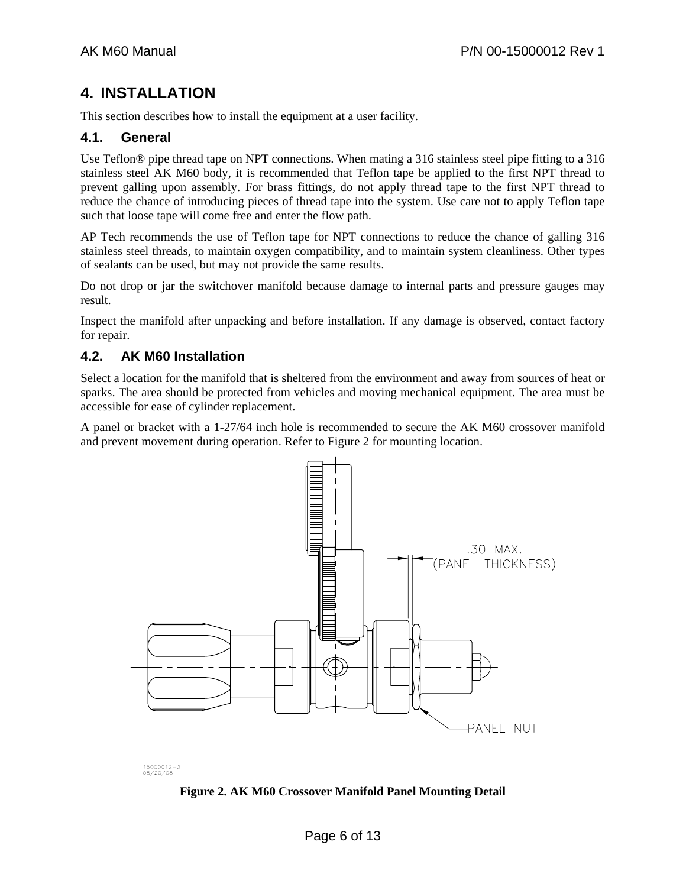# 4. INSTALLATION

This section describes how to install the equipment at a user facility.

## 4.1. General

Use Teflon® pipe thread tape on NPT connections. When mating a 316 stainless steel pipe fitting to a 316 stainless steel AK M60 body, it is recommended that Teflon tape be applied to the first NPT thread to prevent galling upon assembly. For brass fittings, do not apply thread tape to the first NPT thread to reduce the chance of introducing pieces of thread tape into the system. Use care not to apply Teflon tape such that loose tape will come free and enter the flow path.

AP Tech recommends the use of Teflon tape for NPT connections to reduce the chance of galling 316 stainless steel threads, to maintain oxygen compatibility, and to maintain system cleanliness. Other types of sealants can be used, but may not provide the same results.

Do not drop or jar the switchover manifold because damage to internal parts and pressure gauges may result.

Inspect the manifold after unpacking and before installation. If any damage is observed, contact factory for repair.

## 4.2. AK M60 Installation

Select a location for the manifold that is sheltered from the environment and away from sources of heat or sparks. The area should be protected from vehicles and moving mechanical equipment. The area must be accessible for ease of cylinder replacement.

A panel or bracket with a 1-27/64 inch hole is recommended to secure the AK M60 crossover manifold and prevent movement during operation. Refer to Figure 2 for mounting location.

.30 MAX. (PANEL THICKNESS)

PANEL NUT

15000012-2
08/20/08

**Figure 2. AK M60 Crossover Manifold Panel Mounting Detail**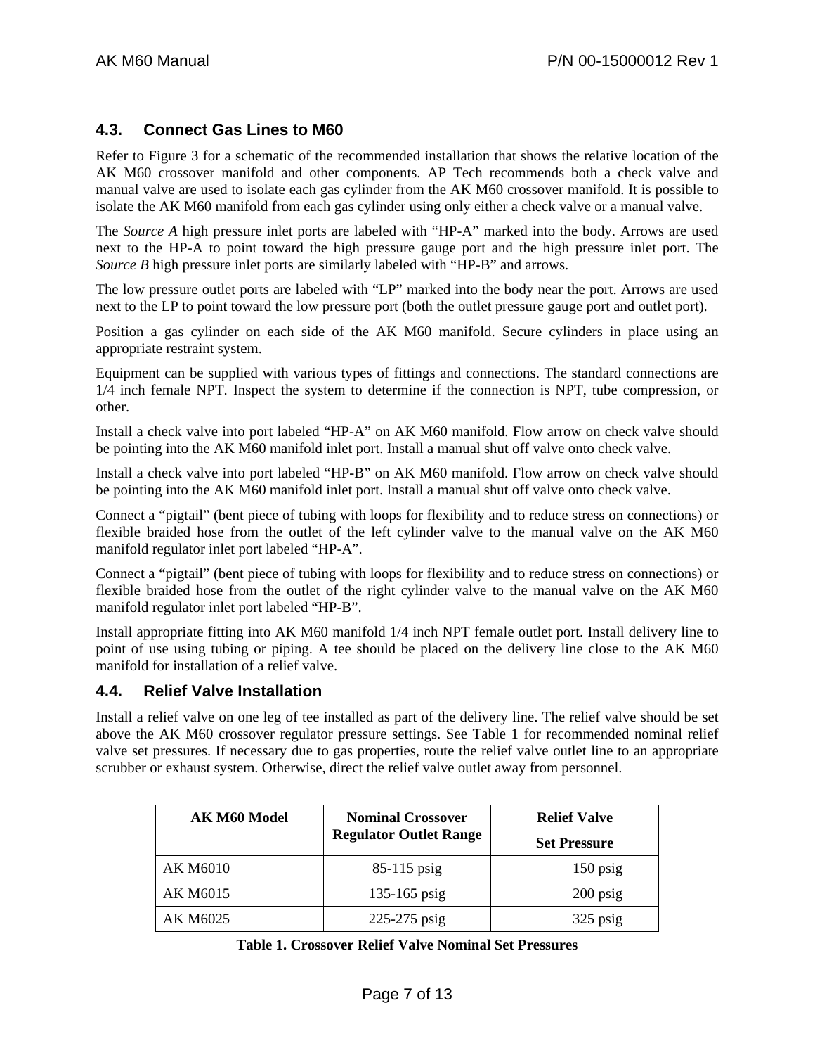## 4.3. Connect Gas Lines to M60

Refer to Figure 3 for a schematic of the recommended installation that shows the relative location of the AK M60 crossover manifold and other components. AP Tech recommends both a check valve and manual valve are used to isolate each gas cylinder from the AK M60 crossover manifold. It is possible to isolate the AK M60 manifold from each gas cylinder using only either a check valve or a manual valve.

The *Source A* high pressure inlet ports are labeled with "HP-A" marked into the body. Arrows are used next to the HP-A to point toward the high pressure gauge port and the high pressure inlet port. The *Source B* high pressure inlet ports are similarly labeled with "HP-B" and arrows.

The low pressure outlet ports are labeled with "LP" marked into the body near the port. Arrows are used next to the LP to point toward the low pressure port (both the outlet pressure gauge port and outlet port).

Position a gas cylinder on each side of the AK M60 manifold. Secure cylinders in place using an appropriate restraint system.

Equipment can be supplied with various types of fittings and connections. The standard connections are 1/4 inch female NPT. Inspect the system to determine if the connection is NPT, tube compression, or other.

Install a check valve into port labeled "HP-A" on AK M60 manifold. Flow arrow on check valve should be pointing into the AK M60 manifold inlet port. Install a manual shut off valve onto check valve.

Install a check valve into port labeled "HP-B" on AK M60 manifold. Flow arrow on check valve should be pointing into the AK M60 manifold inlet port. Install a manual shut off valve onto check valve.

Connect a "pigtail" (bent piece of tubing with loops for flexibility and to reduce stress on connections) or flexible braided hose from the outlet of the left cylinder valve to the manual valve on the AK M60 manifold regulator inlet port labeled "HP-A".

Connect a "pigtail" (bent piece of tubing with loops for flexibility and to reduce stress on connections) or flexible braided hose from the outlet of the right cylinder valve to the manual valve on the AK M60 manifold regulator inlet port labeled "HP-B".

Install appropriate fitting into AK M60 manifold 1/4 inch NPT female outlet port. Install delivery line to point of use using tubing or piping. A tee should be placed on the delivery line close to the AK M60 manifold for installation of a relief valve.

## 4.4. Relief Valve Installation

Install a relief valve on one leg of tee installed as part of the delivery line. The relief valve should be set above the AK M60 crossover regulator pressure settings. See Table 1 for recommended nominal relief valve set pressures. If necessary due to gas properties, route the relief valve outlet line to an appropriate scrubber or exhaust system. Otherwise, direct the relief valve outlet away from personnel.

| AK M60 Model | Nominal Crossover Regulator Outlet Range | Relief Valve Set Pressure |
|---|---|---|
| AK M6010 | 85-115 psig | 150 psig |
| AK M6015 | 135-165 psig | 200 psig |
| AK M6025 | 225-275 psig | 325 psig |

**Table 1. Crossover Relief Valve Nominal Set Pressures**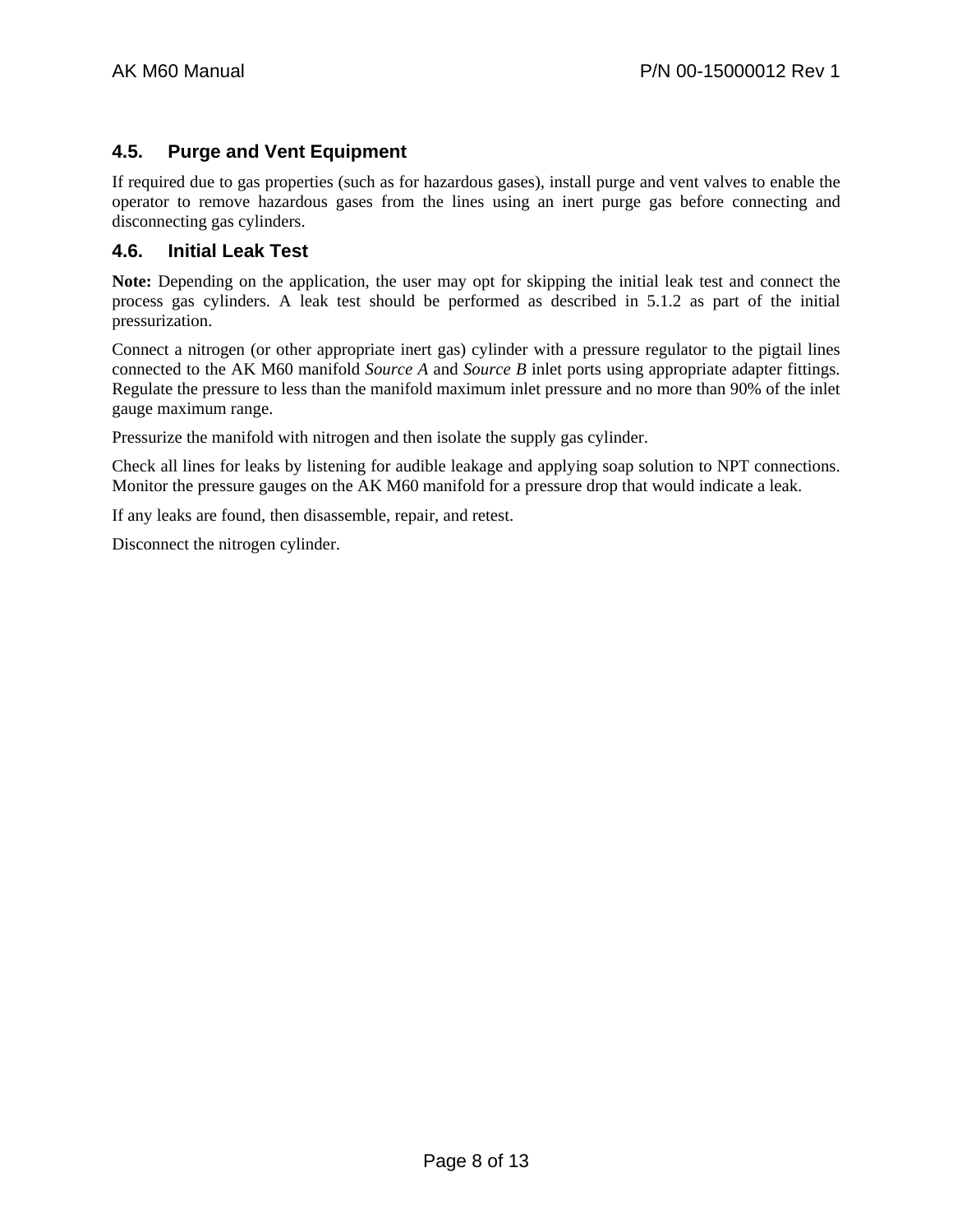## 4.5. Purge and Vent Equipment

If required due to gas properties (such as for hazardous gases), install purge and vent valves to enable the operator to remove hazardous gases from the lines using an inert purge gas before connecting and disconnecting gas cylinders.

## 4.6. Initial Leak Test

**Note:** Depending on the application, the user may opt for skipping the initial leak test and connect the process gas cylinders. A leak test should be performed as described in 5.1.2 as part of the initial pressurization.

Connect a nitrogen (or other appropriate inert gas) cylinder with a pressure regulator to the pigtail lines connected to the AK M60 manifold *Source A* and *Source B* inlet ports using appropriate adapter fittings. Regulate the pressure to less than the manifold maximum inlet pressure and no more than 90% of the inlet gauge maximum range.

Pressurize the manifold with nitrogen and then isolate the supply gas cylinder.

Check all lines for leaks by listening for audible leakage and applying soap solution to NPT connections. Monitor the pressure gauges on the AK M60 manifold for a pressure drop that would indicate a leak.

If any leaks are found, then disassemble, repair, and retest.

Disconnect the nitrogen cylinder.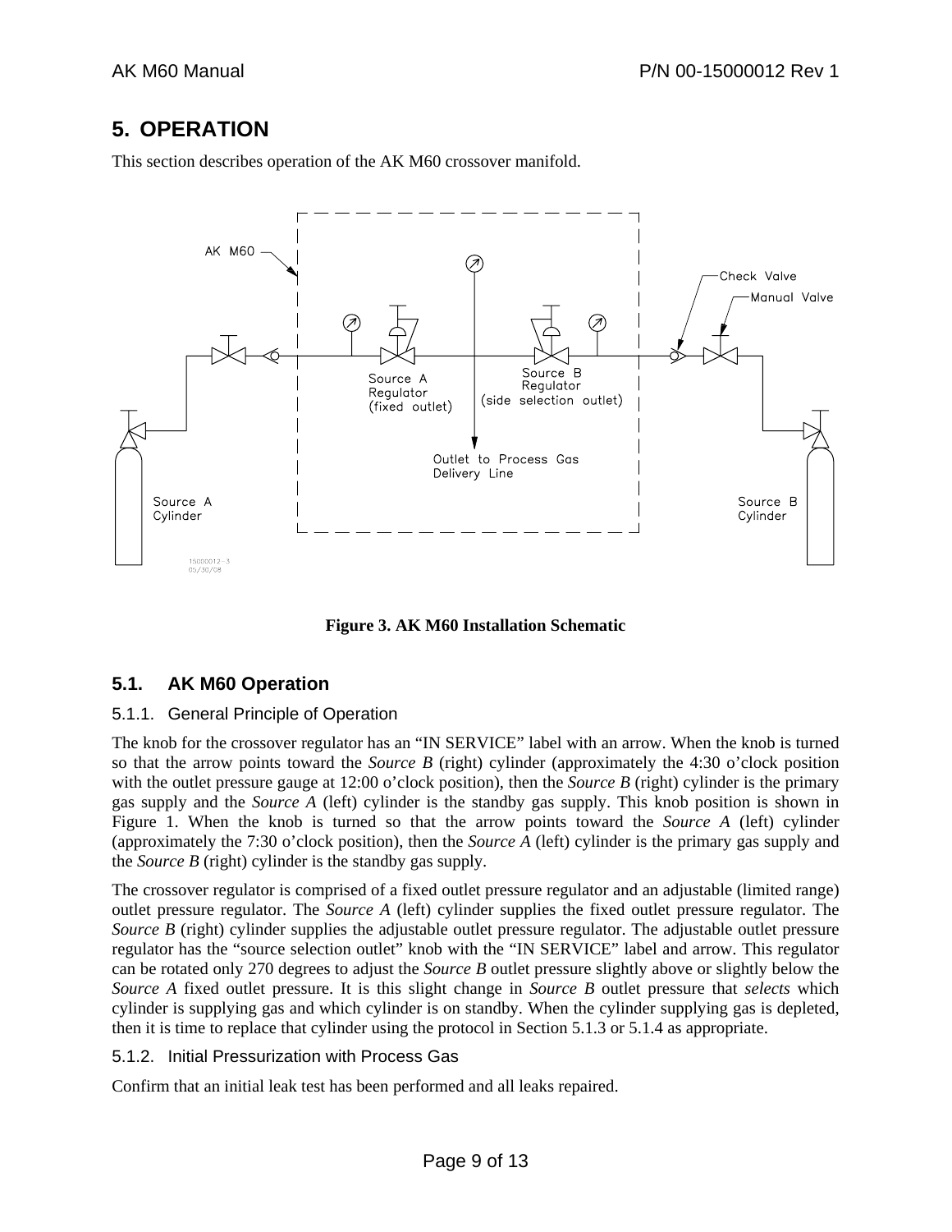# 5. OPERATION

This section describes operation of the AK M60 crossover manifold.

**Figure 3. AK M60 Installation Schematic**

## 5.1. AK M60 Operation

### 5.1.1. General Principle of Operation

The knob for the crossover regulator has an "IN SERVICE" label with an arrow. When the knob is turned so that the arrow points toward the *Source B* (right) cylinder (approximately the 4:30 o'clock position with the outlet pressure gauge at 12:00 o'clock position), then the *Source B* (right) cylinder is the primary gas supply and the *Source A* (left) cylinder is the standby gas supply. This knob position is shown in Figure 1. When the knob is turned so that the arrow points toward the *Source A* (left) cylinder (approximately the 7:30 o'clock position), then the *Source A* (left) cylinder is the primary gas supply and the *Source B* (right) cylinder is the standby gas supply.

The crossover regulator is comprised of a fixed outlet pressure regulator and an adjustable (limited range) outlet pressure regulator. The *Source A* (left) cylinder supplies the fixed outlet pressure regulator. The *Source B* (right) cylinder supplies the adjustable outlet pressure regulator. The adjustable outlet pressure regulator has the "source selection outlet" knob with the "IN SERVICE" label and arrow. This regulator can be rotated only 270 degrees to adjust the *Source B* outlet pressure slightly above or slightly below the *Source A* fixed outlet pressure. It is this slight change in *Source B* outlet pressure that *selects* which cylinder is supplying gas and which cylinder is on standby. When the cylinder supplying gas is depleted, then it is time to replace that cylinder using the protocol in Section 5.1.3 or 5.1.4 as appropriate.

### 5.1.2. Initial Pressurization with Process Gas

Confirm that an initial leak test has been performed and all leaks repaired.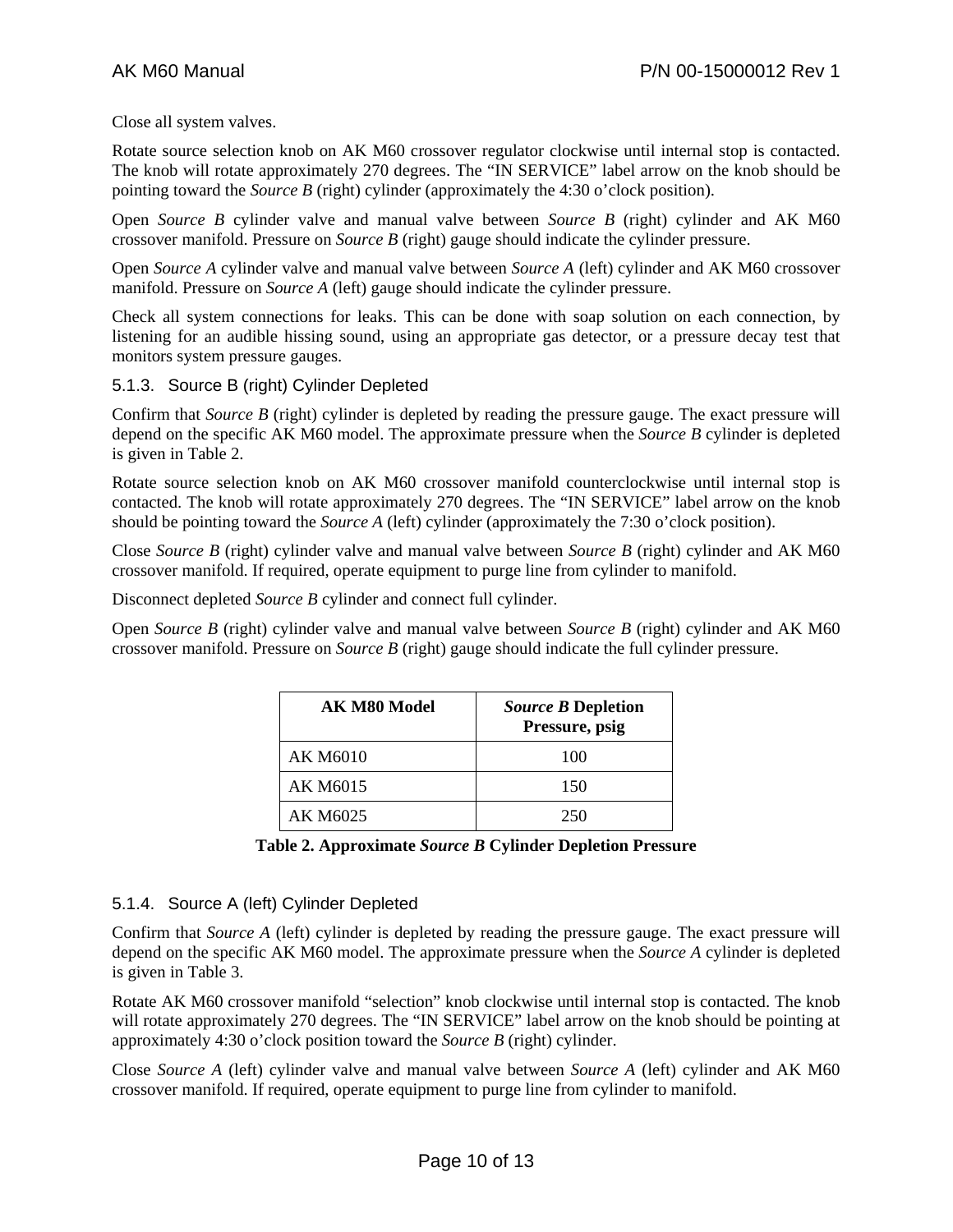Close all system valves.

Rotate source selection knob on AK M60 crossover regulator clockwise until internal stop is contacted. The knob will rotate approximately 270 degrees. The “IN SERVICE” label arrow on the knob should be pointing toward the *Source B* (right) cylinder (approximately the 4:30 o’clock position).

Open *Source B* cylinder valve and manual valve between *Source B* (right) cylinder and AK M60 crossover manifold. Pressure on *Source B* (right) gauge should indicate the cylinder pressure.

Open *Source A* cylinder valve and manual valve between *Source A* (left) cylinder and AK M60 crossover manifold. Pressure on *Source A* (left) gauge should indicate the cylinder pressure.

Check all system connections for leaks. This can be done with soap solution on each connection, by listening for an audible hissing sound, using an appropriate gas detector, or a pressure decay test that monitors system pressure gauges.

### 5.1.3. Source B (right) Cylinder Depleted

Confirm that *Source B* (right) cylinder is depleted by reading the pressure gauge. The exact pressure will depend on the specific AK M60 model. The approximate pressure when the *Source B* cylinder is depleted is given in Table 2.

Rotate source selection knob on AK M60 crossover manifold counterclockwise until internal stop is contacted. The knob will rotate approximately 270 degrees. The “IN SERVICE” label arrow on the knob should be pointing toward the *Source A* (left) cylinder (approximately the 7:30 o’clock position).

Close *Source B* (right) cylinder valve and manual valve between *Source B* (right) cylinder and AK M60 crossover manifold. If required, operate equipment to purge line from cylinder to manifold.

Disconnect depleted *Source B* cylinder and connect full cylinder.

Open *Source B* (right) cylinder valve and manual valve between *Source B* (right) cylinder and AK M60 crossover manifold. Pressure on *Source B* (right) gauge should indicate the full cylinder pressure.

| AK M80 Model | *Source B* Depletion Pressure, psig |
|---|---|
| AK M6010 | 100 |
| AK M6015 | 150 |
| AK M6025 | 250 |

**Table 2. Approximate *Source B* Cylinder Depletion Pressure**

### 5.1.4. Source A (left) Cylinder Depleted

Confirm that *Source A* (left) cylinder is depleted by reading the pressure gauge. The exact pressure will depend on the specific AK M60 model. The approximate pressure when the *Source A* cylinder is depleted is given in Table 3.

Rotate AK M60 crossover manifold “selection” knob clockwise until internal stop is contacted. The knob will rotate approximately 270 degrees. The “IN SERVICE” label arrow on the knob should be pointing at approximately 4:30 o’clock position toward the *Source B* (right) cylinder.

Close *Source A* (left) cylinder valve and manual valve between *Source A* (left) cylinder and AK M60 crossover manifold. If required, operate equipment to purge line from cylinder to manifold.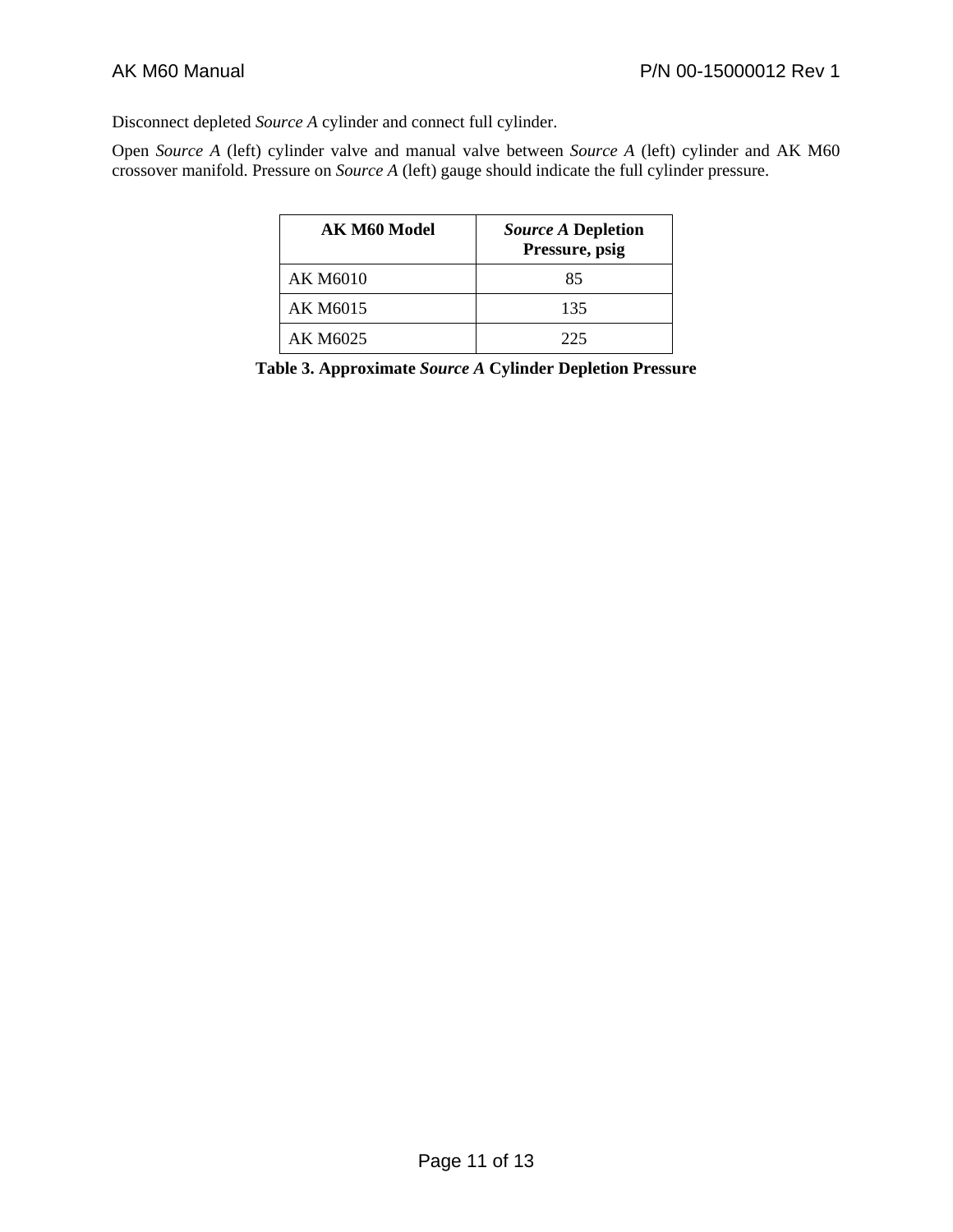Disconnect depleted *Source A* cylinder and connect full cylinder.

Open *Source A* (left) cylinder valve and manual valve between *Source A* (left) cylinder and AK M60 crossover manifold. Pressure on *Source A* (left) gauge should indicate the full cylinder pressure.

| AK M60 Model | *Source A* Depletion Pressure, psig |
|---|---|
| AK M6010 | 85 |
| AK M6015 | 135 |
| AK M6025 | 225 |

**Table 3. Approximate *Source A* Cylinder Depletion Pressure**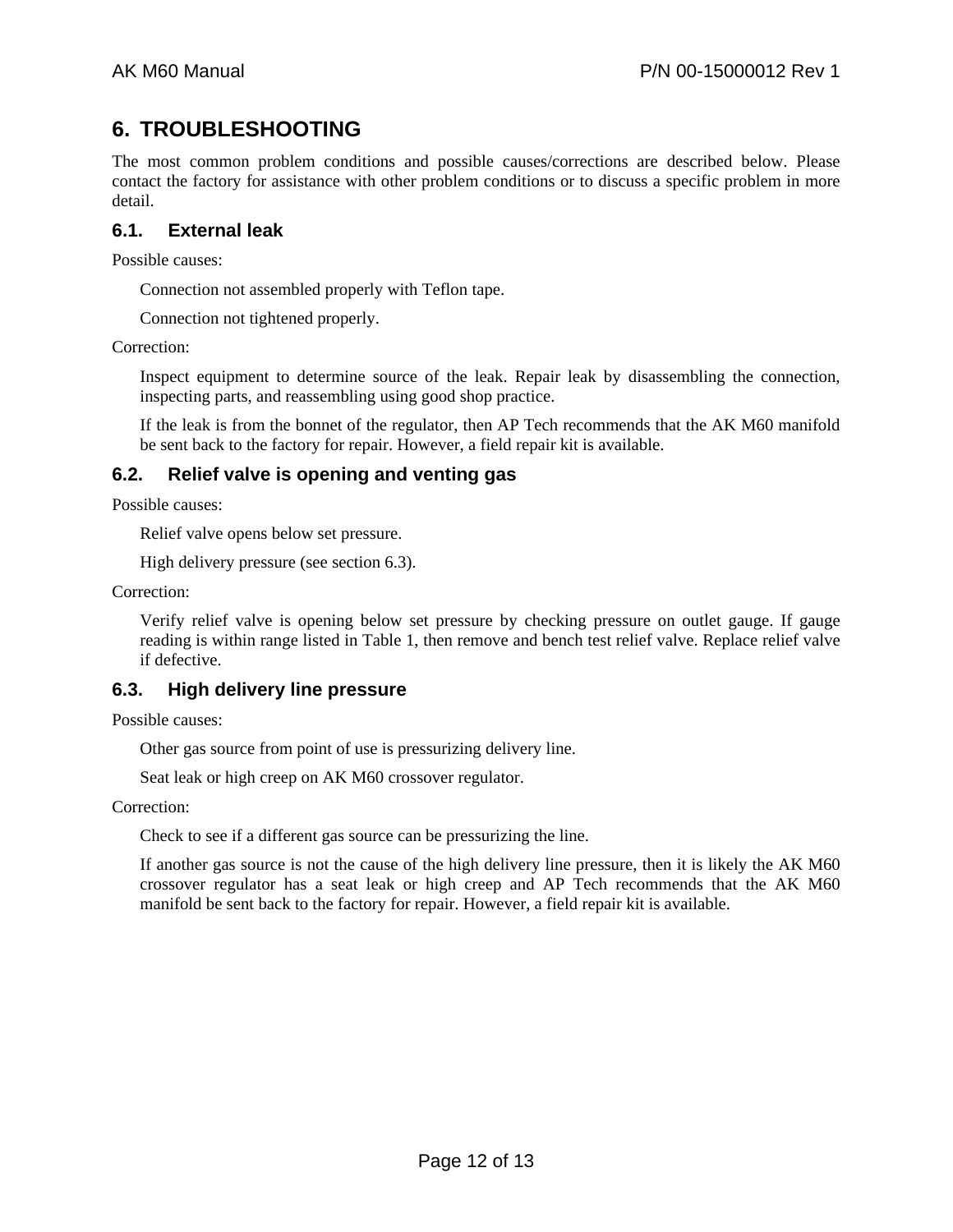# 6. TROUBLESHOOTING

The most common problem conditions and possible causes/corrections are described below. Please contact the factory for assistance with other problem conditions or to discuss a specific problem in more detail.

## 6.1. External leak

Possible causes:

Connection not assembled properly with Teflon tape.

Connection not tightened properly.

Correction:

Inspect equipment to determine source of the leak. Repair leak by disassembling the connection, inspecting parts, and reassembling using good shop practice.

If the leak is from the bonnet of the regulator, then AP Tech recommends that the AK M60 manifold be sent back to the factory for repair. However, a field repair kit is available.

## 6.2. Relief valve is opening and venting gas

Possible causes:

Relief valve opens below set pressure.

High delivery pressure (see section 6.3).

Correction:

Verify relief valve is opening below set pressure by checking pressure on outlet gauge. If gauge reading is within range listed in Table 1, then remove and bench test relief valve. Replace relief valve if defective.

## 6.3. High delivery line pressure

Possible causes:

Other gas source from point of use is pressurizing delivery line.

Seat leak or high creep on AK M60 crossover regulator.

Correction:

Check to see if a different gas source can be pressurizing the line.

If another gas source is not the cause of the high delivery line pressure, then it is likely the AK M60 crossover regulator has a seat leak or high creep and AP Tech recommends that the AK M60 manifold be sent back to the factory for repair. However, a field repair kit is available.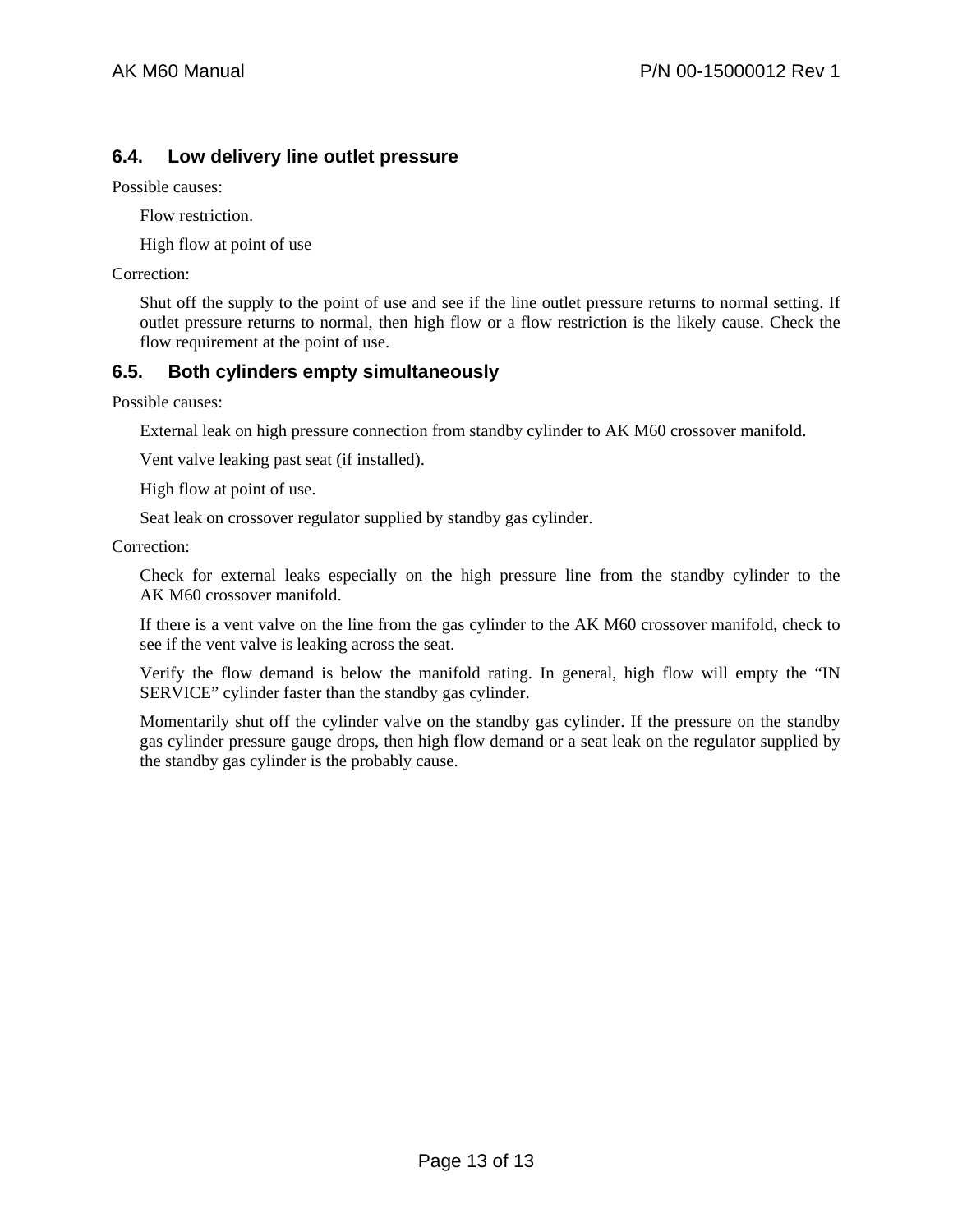### 6.4. Low delivery line outlet pressure

Possible causes:

Flow restriction.

High flow at point of use

Correction:

Shut off the supply to the point of use and see if the line outlet pressure returns to normal setting. If outlet pressure returns to normal, then high flow or a flow restriction is the likely cause. Check the flow requirement at the point of use.

### 6.5. Both cylinders empty simultaneously

Possible causes:

External leak on high pressure connection from standby cylinder to AK M60 crossover manifold.

Vent valve leaking past seat (if installed).

High flow at point of use.

Seat leak on crossover regulator supplied by standby gas cylinder.

Correction:

Check for external leaks especially on the high pressure line from the standby cylinder to the AK M60 crossover manifold.

If there is a vent valve on the line from the gas cylinder to the AK M60 crossover manifold, check to see if the vent valve is leaking across the seat.

Verify the flow demand is below the manifold rating. In general, high flow will empty the “IN SERVICE” cylinder faster than the standby gas cylinder.

Momentarily shut off the cylinder valve on the standby gas cylinder. If the pressure on the standby gas cylinder pressure gauge drops, then high flow demand or a seat leak on the regulator supplied by the standby gas cylinder is the probably cause.